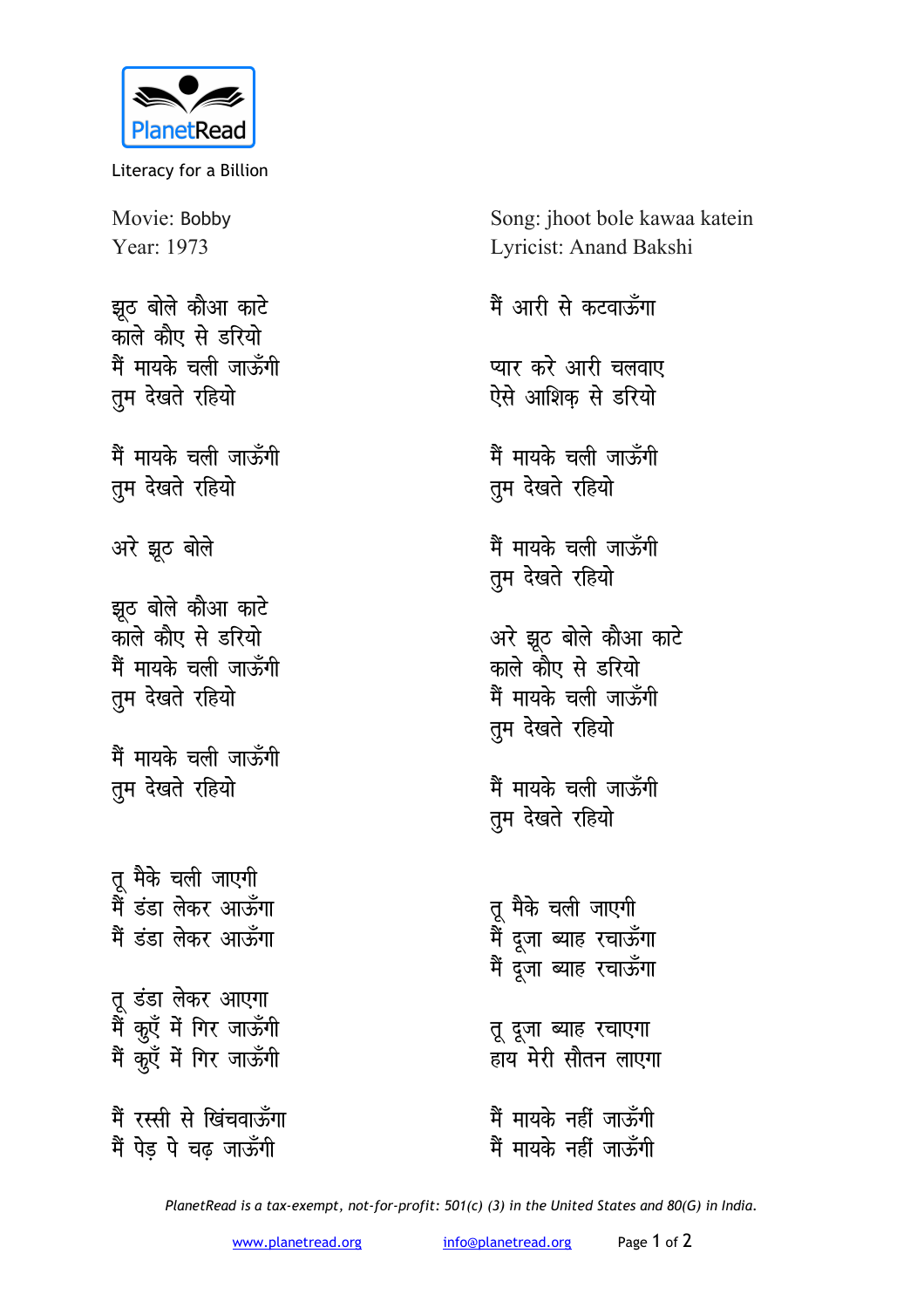PlanetRead

Literacy for a Billion

Movie: Bobby
Year: 1973

Song: jhoot bole kawaa katein
Lyricist: Anand Bakshi

झूठ बोले कौआ काटे
काले कौए से डरियो
मैं मायके चली जाऊँगी
तुम देखते रहियो

मैं मायके चली जाऊँगी
तुम देखते रहियो

अरे झूठ बोले

झूठ बोले कौआ काटे
काले कौए से डरियो
मैं मायके चली जाऊँगी
तुम देखते रहियो

मैं मायके चली जाऊँगी
तुम देखते रहियो

तू मैके चली जाएगी
मैं डंडा लेकर आऊँगा
मैं डंडा लेकर आऊँगा

तू डंडा लेकर आएगा
मैं कुएँ में गिर जाऊँगी
मैं कुएँ में गिर जाऊँगी

मैं रस्सी से खिंचवाऊँगा
मैं पेड़ पे चढ़ जाऊँगी

मैं आरी से कटवाऊँगा

प्यार करे आरी चलवाए
ऐसे आशिक़ से डरियो

मैं मायके चली जाऊँगी
तुम देखते रहियो

मैं मायके चली जाऊँगी
तुम देखते रहियो

अरे झूठ बोले कौआ काटे
काले कौए से डरियो
मैं मायके चली जाऊँगी
तुम देखते रहियो

मैं मायके चली जाऊँगी
तुम देखते रहियो

तू मैके चली जाएगी
मैं दूजा ब्याह रचाऊँगा
मैं दूजा ब्याह रचाऊँगा

तू दूजा ब्याह रचाएगा
हाय मेरी सौतन लाएगा

मैं मायके नहीं जाऊँगी
मैं मायके नहीं जाऊँगी

*PlanetRead is a tax-exempt, not-for-profit: 501(c) (3) in the United States and 80(G) in India.*

www.planetread.org info@planetread.org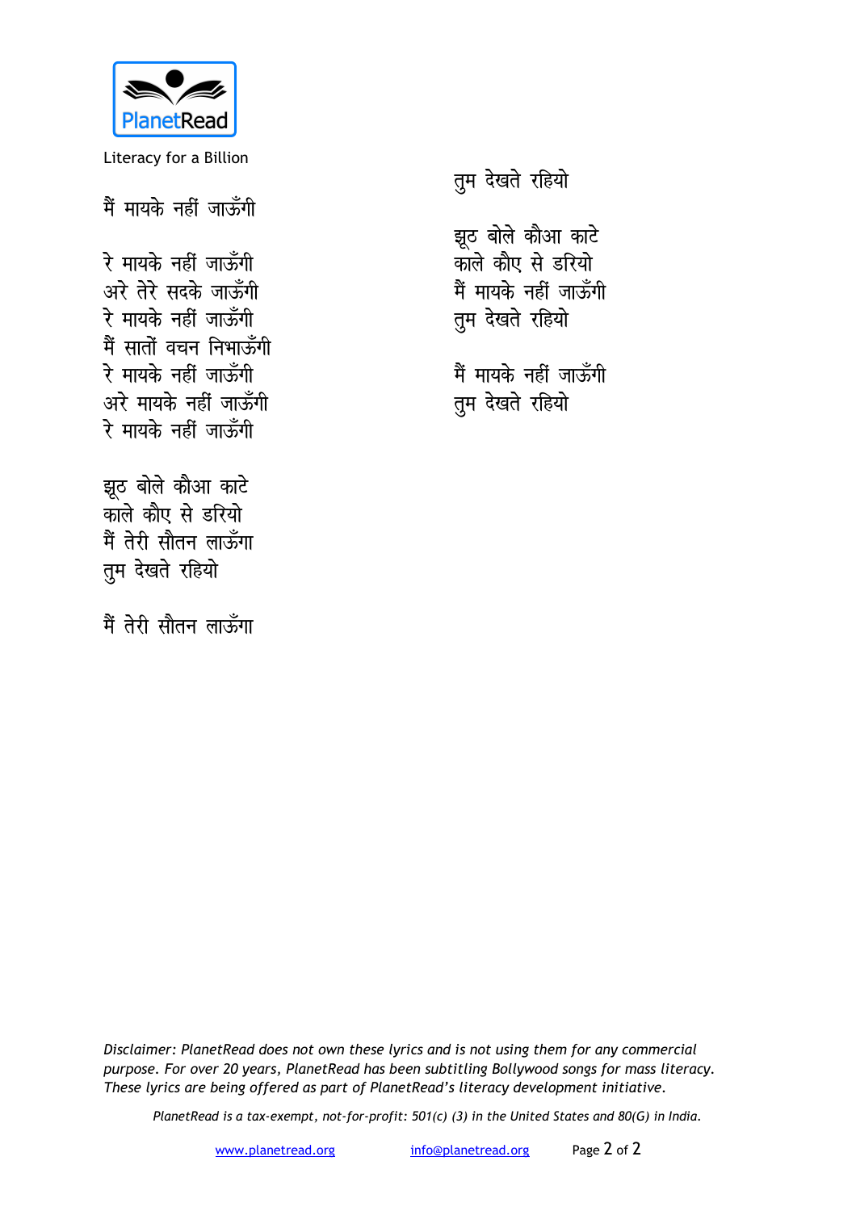Literacy for a Billion

मैं मायके नहीं जाऊँगी

रे मायके नहीं जाऊँगी
अरे तेरे सदके जाऊँगी
रे मायके नहीं जाऊँगी
मैं सातों वचन निभाऊँगी
रे मायके नहीं जाऊँगी
अरे मायके नहीं जाऊँगी
रे मायके नहीं जाऊँगी

झूठ बोले कौआ काटे
काले कौए से डरियो
मैं तेरी सौतन लाऊँगा
तुम देखते रहियो

मैं तेरी सौतन लाऊँगा
तुम देखते रहियो

झूठ बोले कौआ काटे
काले कौए से डरियो
मैं मायके नहीं जाऊँगी
तुम देखते रहियो

मैं मायके नहीं जाऊँगी
तुम देखते रहियो

*Disclaimer: PlanetRead does not own these lyrics and is not using them for any commercial purpose. For over 20 years, PlanetRead has been subtitling Bollywood songs for mass literacy. These lyrics are being offered as part of PlanetRead's literacy development initiative.*

*PlanetRead is a tax-exempt, not-for-profit: 501(c) (3) in the United States and 80(G) in India.*

www.planetread.org info@planetread.org